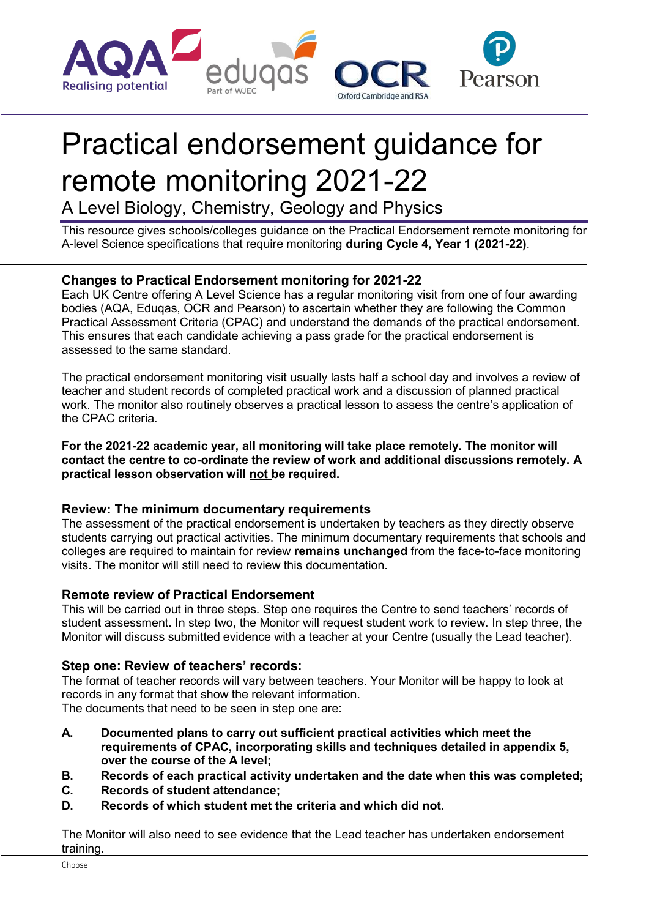# Practical endorsement guidance for remote monitoring 2021-22

A Level Biology, Chemistry, Geology and Physics

This resource gives schools/colleges guidance on the Practical Endorsement remote monitoring for A-level Science specifications that require monitoring **during Cycle 4, Year 1 (2021-22)**.

### Changes to Practical Endorsement monitoring for 2021-22

Each UK Centre offering A Level Science has a regular monitoring visit from one of four awarding bodies (AQA, Eduqas, OCR and Pearson) to ascertain whether they are following the Common Practical Assessment Criteria (CPAC) and understand the demands of the practical endorsement. This ensures that each candidate achieving a pass grade for the practical endorsement is assessed to the same standard.

The practical endorsement monitoring visit usually lasts half a school day and involves a review of teacher and student records of completed practical work and a discussion of planned practical work. The monitor also routinely observes a practical lesson to assess the centre's application of the CPAC criteria.

**For the 2021-22 academic year, all monitoring will take place remotely. The monitor will contact the centre to co-ordinate the review of work and additional discussions remotely. A practical lesson observation will <u>not</u> be required.**

### Review: The minimum documentary requirements

The assessment of the practical endorsement is undertaken by teachers as they directly observe students carrying out practical activities. The minimum documentary requirements that schools and colleges are required to maintain for review **remains unchanged** from the face-to-face monitoring visits. The monitor will still need to review this documentation.

### Remote review of Practical Endorsement

This will be carried out in three steps. Step one requires the Centre to send teachers' records of student assessment. In step two, the Monitor will request student work to review. In step three, the Monitor will discuss submitted evidence with a teacher at your Centre (usually the Lead teacher).

### Step one: Review of teachers' records:

The format of teacher records will vary between teachers. Your Monitor will be happy to look at records in any format that show the relevant information.
The documents that need to be seen in step one are:

- **A.** **Documented plans to carry out sufficient practical activities which meet the requirements of CPAC, incorporating skills and techniques detailed in appendix 5, over the course of the A level;**
- **B.** **Records of each practical activity undertaken and the date when this was completed;**
- **C.** **Records of student attendance;**
- **D.** **Records of which student met the criteria and which did not.**

The Monitor will also need to see evidence that the Lead teacher has undertaken endorsement training.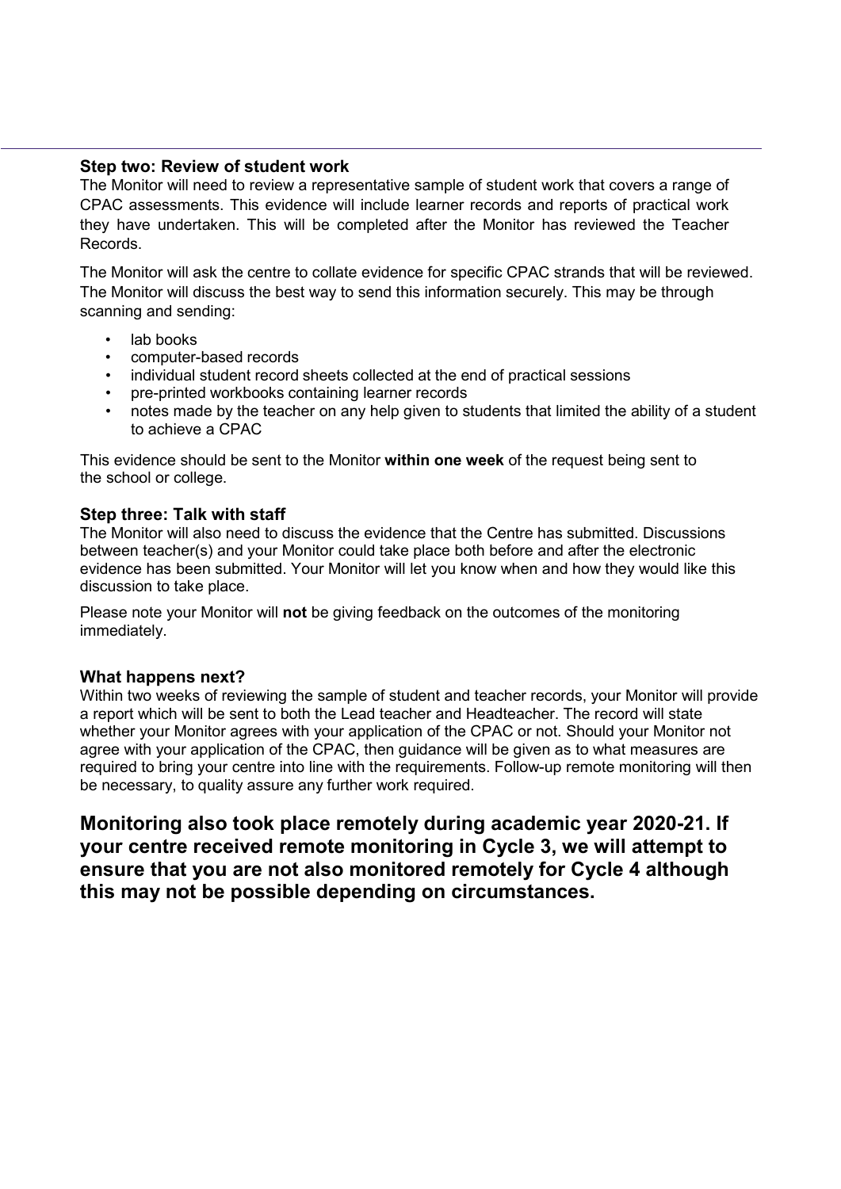### Step two: Review of student work

The Monitor will need to review a representative sample of student work that covers a range of CPAC assessments. This evidence will include learner records and reports of practical work they have undertaken. This will be completed after the Monitor has reviewed the Teacher Records.

The Monitor will ask the centre to collate evidence for specific CPAC strands that will be reviewed. The Monitor will discuss the best way to send this information securely. This may be through scanning and sending:

- lab books
- computer-based records
- individual student record sheets collected at the end of practical sessions
- pre-printed workbooks containing learner records
- notes made by the teacher on any help given to students that limited the ability of a student to achieve a CPAC

This evidence should be sent to the Monitor **within one week** of the request being sent to the school or college.

### Step three: Talk with staff

The Monitor will also need to discuss the evidence that the Centre has submitted. Discussions between teacher(s) and your Monitor could take place both before and after the electronic evidence has been submitted. Your Monitor will let you know when and how they would like this discussion to take place.

Please note your Monitor will **not** be giving feedback on the outcomes of the monitoring immediately.

### What happens next?

Within two weeks of reviewing the sample of student and teacher records, your Monitor will provide a report which will be sent to both the Lead teacher and Headteacher. The record will state whether your Monitor agrees with your application of the CPAC or not. Should your Monitor not agree with your application of the CPAC, then guidance will be given as to what measures are required to bring your centre into line with the requirements. Follow-up remote monitoring will then be necessary, to quality assure any further work required.

## Monitoring also took place remotely during academic year 2020-21. If your centre received remote monitoring in Cycle 3, we will attempt to ensure that you are not also monitored remotely for Cycle 4 although this may not be possible depending on circumstances.